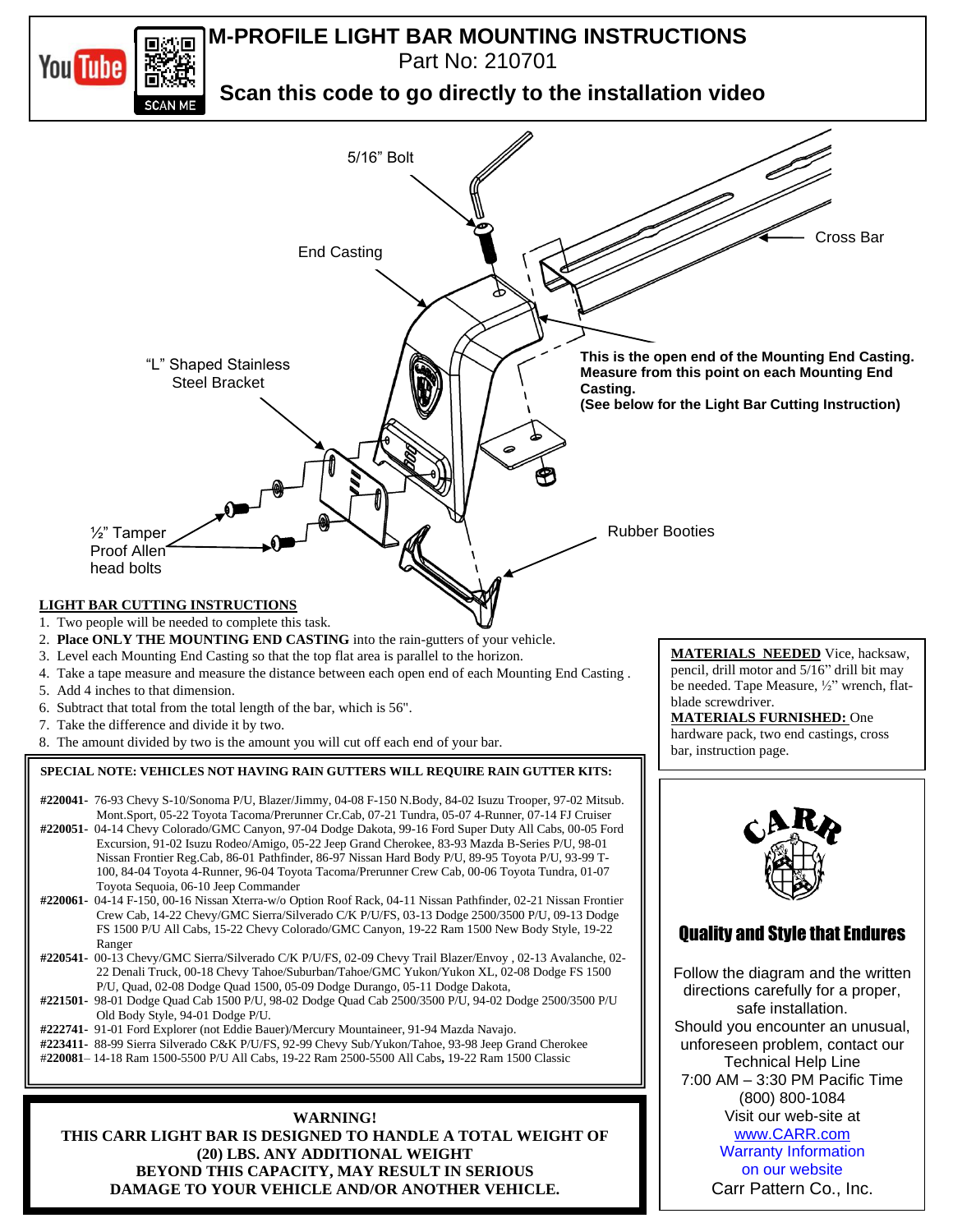# M-PROFILE LIGHT BAR MOUNTING INSTRUCTIONS

Part No: 210701

**Scan this code to go directly to the installation video**

5/16" Bolt

End Casting

Cross Bar

"L" Shaped Stainless Steel Bracket

**This is the open end of the Mounting End Casting. Measure from this point on each Mounting End Casting.**
**(See below for the Light Bar Cutting Instruction)**

½" Tamper Proof Allen head bolts

Rubber Booties

**LIGHT BAR CUTTING INSTRUCTIONS**

1. Two people will be needed to complete this task.
2. **Place ONLY THE MOUNTING END CASTING** into the rain-gutters of your vehicle.
3. Level each Mounting End Casting so that the top flat area is parallel to the horizon.
4. Take a tape measure and measure the distance between each open end of each Mounting End Casting .
5. Add 4 inches to that dimension.
6. Subtract that total from the total length of the bar, which is 56".
7. Take the difference and divide it by two.
8. The amount divided by two is the amount you will cut off each end of your bar.

**MATERIALS NEEDED** Vice, hacksaw, pencil, drill motor and 5/16" drill bit may be needed. Tape Measure, ½" wrench, flat-blade screwdriver.

**MATERIALS FURNISHED:** One hardware pack, two end castings, cross bar, instruction page.

**SPECIAL NOTE: VEHICLES NOT HAVING RAIN GUTTERS WILL REQUIRE RAIN GUTTER KITS:**

**#220041-** 76-93 Chevy S-10/Sonoma P/U, Blazer/Jimmy, 04-08 F-150 N.Body, 84-02 Isuzu Trooper, 97-02 Mitsub. Mont.Sport, 05-22 Toyota Tacoma/Prerunner Cr.Cab, 07-21 Tundra, 05-07 4-Runner, 07-14 FJ Cruiser

**#220051-** 04-14 Chevy Colorado/GMC Canyon, 97-04 Dodge Dakota, 99-16 Ford Super Duty All Cabs, 00-05 Ford Excursion, 91-02 Isuzu Rodeo/Amigo, 05-22 Jeep Grand Cherokee, 83-93 Mazda B-Series P/U, 98-01 Nissan Frontier Reg.Cab, 86-01 Pathfinder, 86-97 Nissan Hard Body P/U, 89-95 Toyota P/U, 93-99 T-100, 84-04 Toyota 4-Runner, 96-04 Toyota Tacoma/Prerunner Crew Cab, 00-06 Toyota Tundra, 01-07 Toyota Sequoia, 06-10 Jeep Commander

**#220061-** 04-14 F-150, 00-16 Nissan Xterra-w/o Option Roof Rack, 04-11 Nissan Pathfinder, 02-21 Nissan Frontier Crew Cab, 14-22 Chevy/GMC Sierra/Silverado C/K P/U/FS, 03-13 Dodge 2500/3500 P/U, 09-13 Dodge FS 1500 P/U All Cabs, 15-22 Chevy Colorado/GMC Canyon, 19-22 Ram 1500 New Body Style, 19-22 Ranger

**#220541-** 00-13 Chevy/GMC Sierra/Silverado C/K P/U/FS, 02-09 Chevy Trail Blazer/Envoy , 02-13 Avalanche, 02-22 Denali Truck, 00-18 Chevy Tahoe/Suburban/Tahoe/GMC Yukon/Yukon XL, 02-08 Dodge FS 1500 P/U, Quad, 02-08 Dodge Quad 1500, 05-09 Dodge Durango, 05-11 Dodge Dakota,

**#221501-** 98-01 Dodge Quad Cab 1500 P/U, 98-02 Dodge Quad Cab 2500/3500 P/U, 94-02 Dodge 2500/3500 P/U Old Body Style, 94-01 Dodge P/U.

**#222741-** 91-01 Ford Explorer (not Eddie Bauer)/Mercury Mountaineer, 91-94 Mazda Navajo.

**#223411-** 88-99 Sierra Silverado C&K P/U/FS, 92-99 Chevy Sub/Yukon/Tahoe, 93-98 Jeep Grand Cherokee

**#220081**– 14-18 Ram 1500-5500 P/U All Cabs, 19-22 Ram 2500-5500 All Cabs, 19-22 Ram 1500 Classic

**WARNING!**
**THIS CARR LIGHT BAR IS DESIGNED TO HANDLE A TOTAL WEIGHT OF (20) LBS. ANY ADDITIONAL WEIGHT BEYOND THIS CAPACITY, MAY RESULT IN SERIOUS DAMAGE TO YOUR VEHICLE AND/OR ANOTHER VEHICLE.**

CARR

**Quality and Style that Endures**

Follow the diagram and the written directions carefully for a proper, safe installation.
Should you encounter an unusual, unforeseen problem, contact our Technical Help Line
7:00 AM – 3:30 PM Pacific Time
(800) 800-1084
Visit our web-site at
www.CARR.com
Warranty Information on our website
Carr Pattern Co., Inc.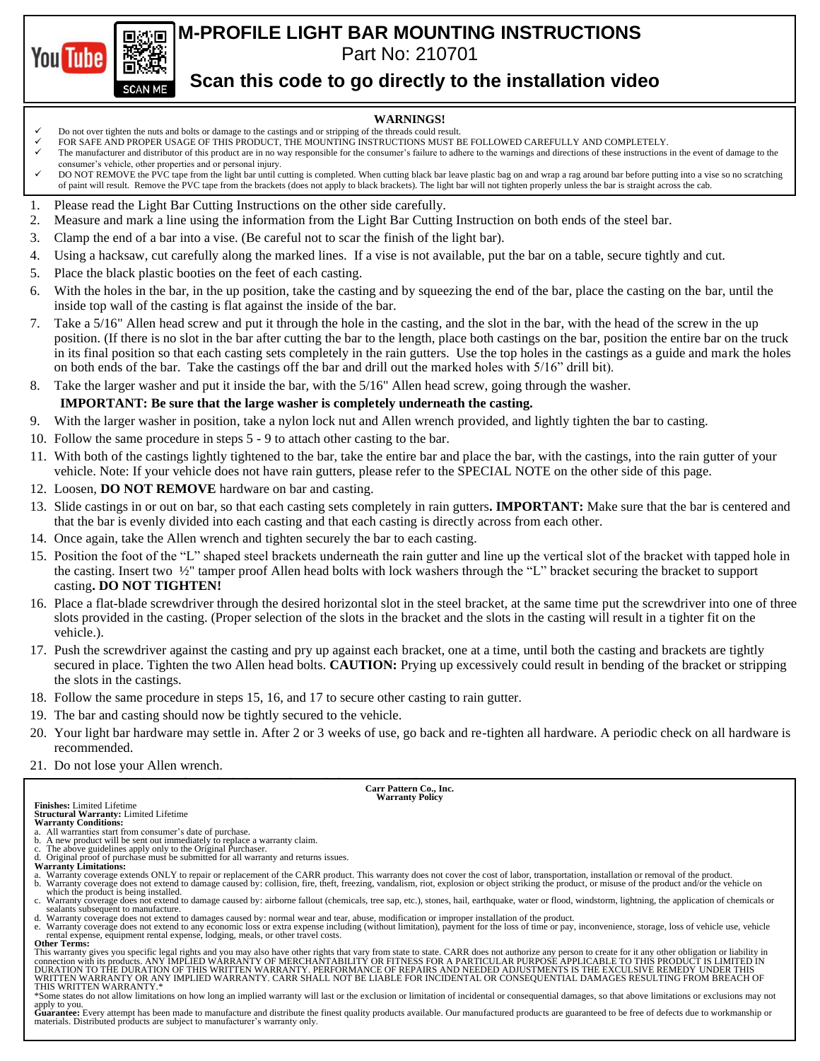# M-PROFILE LIGHT BAR MOUNTING INSTRUCTIONS

Part No: 210701

## Scan this code to go directly to the installation video

SCAN ME

**WARNINGS!**

- ✓ Do not over tighten the nuts and bolts or damage to the castings and or stripping of the threads could result.
- ✓ FOR SAFE AND PROPER USAGE OF THIS PRODUCT, THE MOUNTING INSTRUCTIONS MUST BE FOLLOWED CAREFULLY AND COMPLETELY.
- ✓ The manufacturer and distributor of this product are in no way responsible for the consumer's failure to adhere to the warnings and directions of these instructions in the event of damage to the consumer's vehicle, other properties and or personal injury.
- ✓ DO NOT REMOVE the PVC tape from the light bar until cutting is completed. When cutting black bar leave plastic bag on and wrap a rag around bar before putting into a vise so no scratching of paint will result. Remove the PVC tape from the brackets (does not apply to black brackets). The light bar will not tighten properly unless the bar is straight across the cab.

1. Please read the Light Bar Cutting Instructions on the other side carefully.
2. Measure and mark a line using the information from the Light Bar Cutting Instruction on both ends of the steel bar.
3. Clamp the end of a bar into a vise. (Be careful not to scar the finish of the light bar).
4. Using a hacksaw, cut carefully along the marked lines. If a vise is not available, put the bar on a table, secure tightly and cut.
5. Place the black plastic booties on the feet of each casting.
6. With the holes in the bar, in the up position, take the casting and by squeezing the end of the bar, place the casting on the bar, until the inside top wall of the casting is flat against the inside of the bar.
7. Take a 5/16" Allen head screw and put it through the hole in the casting, and the slot in the bar, with the head of the screw in the up position. (If there is no slot in the bar after cutting the bar to the length, place both castings on the bar, position the entire bar on the truck in its final position so that each casting sets completely in the rain gutters. Use the top holes in the castings as a guide and mark the holes on both ends of the bar. Take the castings off the bar and drill out the marked holes with 5/16" drill bit).
8. Take the larger washer and put it inside the bar, with the 5/16" Allen head screw, going through the washer.

   **IMPORTANT: Be sure that the large washer is completely underneath the casting.**
9. With the larger washer in position, take a nylon lock nut and Allen wrench provided, and lightly tighten the bar to casting.
10. Follow the same procedure in steps 5 - 9 to attach other casting to the bar.
11. With both of the castings lightly tightened to the bar, take the entire bar and place the bar, with the castings, into the rain gutter of your vehicle. Note: If your vehicle does not have rain gutters, please refer to the SPECIAL NOTE on the other side of this page.
12. Loosen, **DO NOT REMOVE** hardware on bar and casting.
13. Slide castings in or out on bar, so that each casting sets completely in rain gutters**. IMPORTANT:** Make sure that the bar is centered and that the bar is evenly divided into each casting and that each casting is directly across from each other.
14. Once again, take the Allen wrench and tighten securely the bar to each casting.
15. Position the foot of the "L" shaped steel brackets underneath the rain gutter and line up the vertical slot of the bracket with tapped hole in the casting. Insert two ½" tamper proof Allen head bolts with lock washers through the "L" bracket securing the bracket to support casting**. DO NOT TIGHTEN!**
16. Place a flat-blade screwdriver through the desired horizontal slot in the steel bracket, at the same time put the screwdriver into one of three slots provided in the casting. (Proper selection of the slots in the bracket and the slots in the casting will result in a tighter fit on the vehicle.).
17. Push the screwdriver against the casting and pry up against each bracket, one at a time, until both the casting and brackets are tightly secured in place. Tighten the two Allen head bolts. **CAUTION:** Prying up excessively could result in bending of the bracket or stripping the slots in the castings.
18. Follow the same procedure in steps 15, 16, and 17 to secure other casting to rain gutter.
19. The bar and casting should now be tightly secured to the vehicle.
20. Your light bar hardware may settle in. After 2 or 3 weeks of use, go back and re-tighten all hardware. A periodic check on all hardware is recommended.
21. Do not lose your Allen wrench.

**Carr Pattern Co., Inc.**
**Warranty Policy**

**Finishes:** Limited Lifetime
**Structural Warranty:** Limited Lifetime
**Warranty Conditions:**

a. All warranties start from consumer's date of purchase.
b. A new product will be sent out immediately to replace a warranty claim.
c. The above guidelines apply only to the Original Purchaser.
d. Original proof of purchase must be submitted for all warranty and returns issues.

**Warranty Limitations:**

a. Warranty coverage extends ONLY to repair or replacement of the CARR product. This warranty does not cover the cost of labor, transportation, installation or removal of the product.
b. Warranty coverage does not extend to damage caused by: collision, fire, theft, freezing, vandalism, riot, explosion or object striking the product, or misuse of the product and/or the vehicle on which the product is being installed.
c. Warranty coverage does not extend to damage caused by: airborne fallout (chemicals, tree sap, etc.), stones, hail, earthquake, water or flood, windstorm, lightning, the application of chemicals or sealants subsequent to manufacture.
d. Warranty coverage does not extend to damages caused by: normal wear and tear, abuse, modification or improper installation of the product.
e. Warranty coverage does not extend to any economic loss or extra expense including (without limitation), payment for the loss of time or pay, inconvenience, storage, loss of vehicle use, vehicle rental expense, equipment rental expense, lodging, meals, or other travel costs.

**Other Terms:**
This warranty gives you specific legal rights and you may also have other rights that vary from state to state. CARR does not authorize any person to create for it any other obligation or liability in connection with its products. ANY IMPLIED WARRANTY OF MERCHANTABILITY OR FITNESS FOR A PARTICULAR PURPOSE APPLICABLE TO THIS PRODUCT IS LIMITED IN DURATION TO THE DURATION OF THIS WRITTEN WARRANTY. PERFORMANCE OF REPAIRS AND NEEDED ADJUSTMENTS IS THE EXCULSIVE REMEDY UNDER THIS WRITTEN WARRANTY OR ANY IMPLIED WARRANTY. CARR SHALL NOT BE LIABLE FOR INCIDENTAL OR CONSEQUENTIAL DAMAGES RESULTING FROM BREACH OF THIS WRITTEN WARRANTY.*
*Some states do not allow limitations on how long an implied warranty will last or the exclusion or limitation of incidental or consequential damages, so that above limitations or exclusions may not apply to you.
**Guarantee:** Every attempt has been made to manufacture and distribute the finest quality products available. Our manufactured products are guaranteed to be free of defects due to workmanship or materials. Distributed products are subject to manufacturer's warranty only.